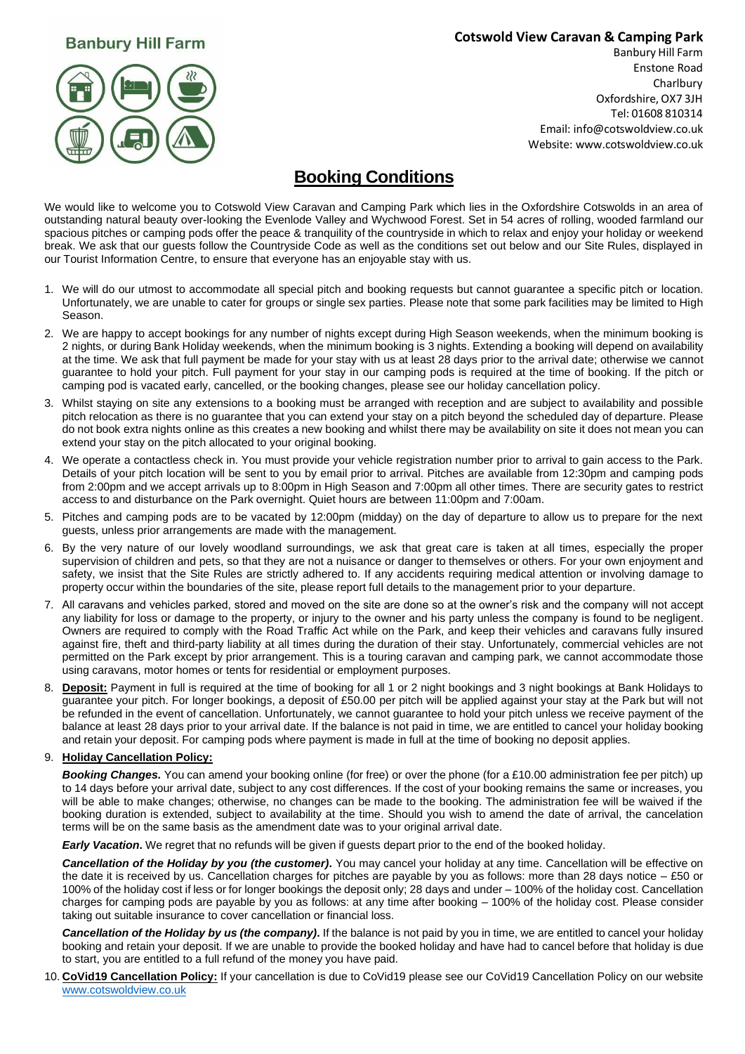**Banbury Hill Farm**

**Cotswold View Caravan & Camping Park**

Banbury Hill Farm
Enstone Road
Charlbury
Oxfordshire, OX7 3JH
Tel: 01608 810314
Email: info@cotswoldview.co.uk
Website: www.cotswoldview.co.uk

# Booking Conditions

We would like to welcome you to Cotswold View Caravan and Camping Park which lies in the Oxfordshire Cotswolds in an area of outstanding natural beauty over-looking the Evenlode Valley and Wychwood Forest. Set in 54 acres of rolling, wooded farmland our spacious pitches or camping pods offer the peace & tranquility of the countryside in which to relax and enjoy your holiday or weekend break. We ask that our guests follow the Countryside Code as well as the conditions set out below and our Site Rules, displayed in our Tourist Information Centre, to ensure that everyone has an enjoyable stay with us.

1. We will do our utmost to accommodate all special pitch and booking requests but cannot guarantee a specific pitch or location. Unfortunately, we are unable to cater for groups or single sex parties. Please note that some park facilities may be limited to High Season.
2. We are happy to accept bookings for any number of nights except during High Season weekends, when the minimum booking is 2 nights, or during Bank Holiday weekends, when the minimum booking is 3 nights. Extending a booking will depend on availability at the time. We ask that full payment be made for your stay with us at least 28 days prior to the arrival date; otherwise we cannot guarantee to hold your pitch. Full payment for your stay in our camping pods is required at the time of booking. If the pitch or camping pod is vacated early, cancelled, or the booking changes, please see our holiday cancellation policy.
3. Whilst staying on site any extensions to a booking must be arranged with reception and are subject to availability and possible pitch relocation as there is no guarantee that you can extend your stay on a pitch beyond the scheduled day of departure. Please do not book extra nights online as this creates a new booking and whilst there may be availability on site it does not mean you can extend your stay on the pitch allocated to your original booking.
4. We operate a contactless check in. You must provide your vehicle registration number prior to arrival to gain access to the Park. Details of your pitch location will be sent to you by email prior to arrival. Pitches are available from 12:30pm and camping pods from 2:00pm and we accept arrivals up to 8:00pm in High Season and 7:00pm all other times. There are security gates to restrict access to and disturbance on the Park overnight. Quiet hours are between 11:00pm and 7:00am.
5. Pitches and camping pods are to be vacated by 12:00pm (midday) on the day of departure to allow us to prepare for the next guests, unless prior arrangements are made with the management.
6. By the very nature of our lovely woodland surroundings, we ask that great care is taken at all times, especially the proper supervision of children and pets, so that they are not a nuisance or danger to themselves or others. For your own enjoyment and safety, we insist that the Site Rules are strictly adhered to. If any accidents requiring medical attention or involving damage to property occur within the boundaries of the site, please report full details to the management prior to your departure.
7. All caravans and vehicles parked, stored and moved on the site are done so at the owner's risk and the company will not accept any liability for loss or damage to the property, or injury to the owner and his party unless the company is found to be negligent. Owners are required to comply with the Road Traffic Act while on the Park, and keep their vehicles and caravans fully insured against fire, theft and third-party liability at all times during the duration of their stay. Unfortunately, commercial vehicles are not permitted on the Park except by prior arrangement. This is a touring caravan and camping park, we cannot accommodate those using caravans, motor homes or tents for residential or employment purposes.
8. **Deposit:** Payment in full is required at the time of booking for all 1 or 2 night bookings and 3 night bookings at Bank Holidays to guarantee your pitch. For longer bookings, a deposit of £50.00 per pitch will be applied against your stay at the Park but will not be refunded in the event of cancellation. Unfortunately, we cannot guarantee to hold your pitch unless we receive payment of the balance at least 28 days prior to your arrival date. If the balance is not paid in time, we are entitled to cancel your holiday booking and retain your deposit. For camping pods where payment is made in full at the time of booking no deposit applies.
9. **Holiday Cancellation Policy:**

   ***Booking Changes.*** You can amend your booking online (for free) or over the phone (for a £10.00 administration fee per pitch) up to 14 days before your arrival date, subject to any cost differences. If the cost of your booking remains the same or increases, you will be able to make changes; otherwise, no changes can be made to the booking. The administration fee will be waived if the booking duration is extended, subject to availability at the time. Should you wish to amend the date of arrival, the cancelation terms will be on the same basis as the amendment date was to your original arrival date.

   ***Early Vacation*.** We regret that no refunds will be given if guests depart prior to the end of the booked holiday.

   ***Cancellation of the Holiday by you (the customer)*.** You may cancel your holiday at any time. Cancellation will be effective on the date it is received by us. Cancellation charges for pitches are payable by you as follows: more than 28 days notice – £50 or 100% of the holiday cost if less or for longer bookings the deposit only; 28 days and under – 100% of the holiday cost. Cancellation charges for camping pods are payable by you as follows: at any time after booking – 100% of the holiday cost. Please consider taking out suitable insurance to cover cancellation or financial loss.

   ***Cancellation of the Holiday by us (the company)*.** If the balance is not paid by you in time, we are entitled to cancel your holiday booking and retain your deposit. If we are unable to provide the booked holiday and have had to cancel before that holiday is due to start, you are entitled to a full refund of the money you have paid.
10. **CoVid19 Cancellation Policy:** If your cancellation is due to CoVid19 please see our CoVid19 Cancellation Policy on our website www.cotswoldview.co.uk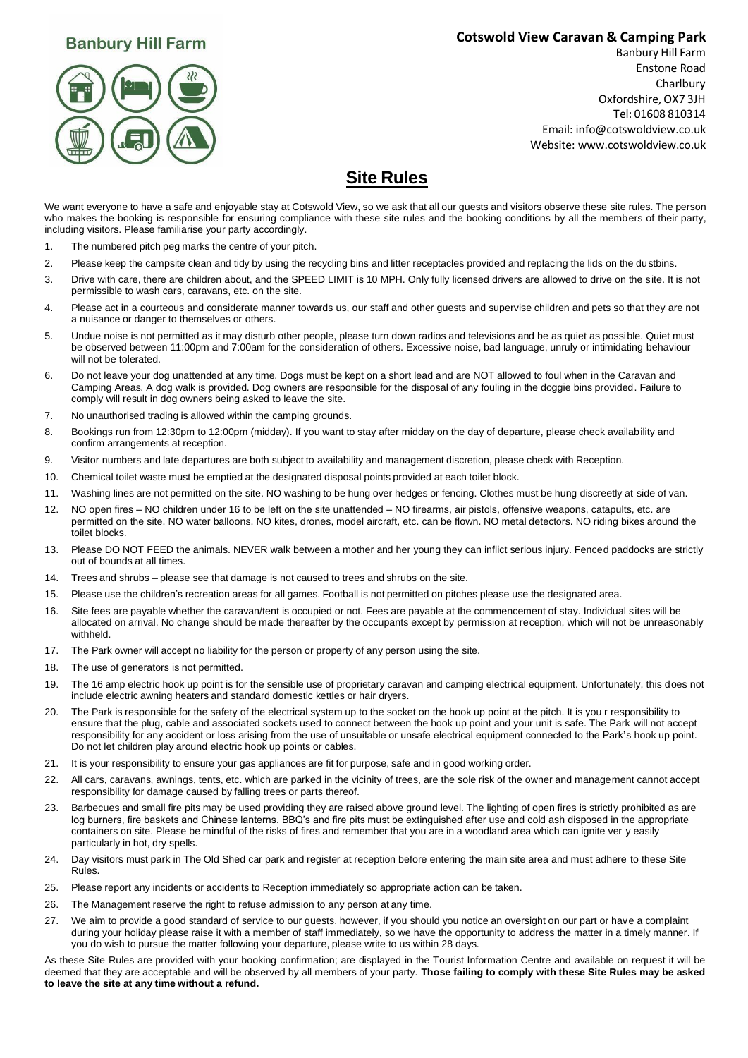**Banbury Hill Farm**

**Cotswold View Caravan & Camping Park**

Banbury Hill Farm
Enstone Road
Charlbury
Oxfordshire, OX7 3JH
Tel: 01608 810314
Email: info@cotswoldview.co.uk
Website: www.cotswoldview.co.uk

# Site Rules

We want everyone to have a safe and enjoyable stay at Cotswold View, so we ask that all our guests and visitors observe these site rules. The person who makes the booking is responsible for ensuring compliance with these site rules and the booking conditions by all the members of their party, including visitors. Please familiarise your party accordingly.

1. The numbered pitch peg marks the centre of your pitch.
2. Please keep the campsite clean and tidy by using the recycling bins and litter receptacles provided and replacing the lids on the dustbins.
3. Drive with care, there are children about, and the SPEED LIMIT is 10 MPH. Only fully licensed drivers are allowed to drive on the site. It is not permissible to wash cars, caravans, etc. on the site.
4. Please act in a courteous and considerate manner towards us, our staff and other guests and supervise children and pets so that they are not a nuisance or danger to themselves or others.
5. Undue noise is not permitted as it may disturb other people, please turn down radios and televisions and be as quiet as possible. Quiet must be observed between 11:00pm and 7:00am for the consideration of others. Excessive noise, bad language, unruly or intimidating behaviour will not be tolerated.
6. Do not leave your dog unattended at any time. Dogs must be kept on a short lead and are NOT allowed to foul when in the Caravan and Camping Areas. A dog walk is provided. Dog owners are responsible for the disposal of any fouling in the doggie bins provided. Failure to comply will result in dog owners being asked to leave the site.
7. No unauthorised trading is allowed within the camping grounds.
8. Bookings run from 12:30pm to 12:00pm (midday). If you want to stay after midday on the day of departure, please check availability and confirm arrangements at reception.
9. Visitor numbers and late departures are both subject to availability and management discretion, please check with Reception.
10. Chemical toilet waste must be emptied at the designated disposal points provided at each toilet block.
11. Washing lines are not permitted on the site. NO washing to be hung over hedges or fencing. Clothes must be hung discreetly at side of van.
12. NO open fires – NO children under 16 to be left on the site unattended – NO firearms, air pistols, offensive weapons, catapults, etc. are permitted on the site. NO water balloons. NO kites, drones, model aircraft, etc. can be flown. NO metal detectors. NO riding bikes around the toilet blocks.
13. Please DO NOT FEED the animals. NEVER walk between a mother and her young they can inflict serious injury. Fenced paddocks are strictly out of bounds at all times.
14. Trees and shrubs – please see that damage is not caused to trees and shrubs on the site.
15. Please use the children's recreation areas for all games. Football is not permitted on pitches please use the designated area.
16. Site fees are payable whether the caravan/tent is occupied or not. Fees are payable at the commencement of stay. Individual sites will be allocated on arrival. No change should be made thereafter by the occupants except by permission at reception, which will not be unreasonably withheld.
17. The Park owner will accept no liability for the person or property of any person using the site.
18. The use of generators is not permitted.
19. The 16 amp electric hook up point is for the sensible use of proprietary caravan and camping electrical equipment. Unfortunately, this does not include electric awning heaters and standard domestic kettles or hair dryers.
20. The Park is responsible for the safety of the electrical system up to the socket on the hook up point at the pitch. It is you r responsibility to ensure that the plug, cable and associated sockets used to connect between the hook up point and your unit is safe. The Park will not accept responsibility for any accident or loss arising from the use of unsuitable or unsafe electrical equipment connected to the Park's hook up point. Do not let children play around electric hook up points or cables.
21. It is your responsibility to ensure your gas appliances are fit for purpose, safe and in good working order.
22. All cars, caravans, awnings, tents, etc. which are parked in the vicinity of trees, are the sole risk of the owner and management cannot accept responsibility for damage caused by falling trees or parts thereof.
23. Barbecues and small fire pits may be used providing they are raised above ground level. The lighting of open fires is strictly prohibited as are log burners, fire baskets and Chinese lanterns. BBQ's and fire pits must be extinguished after use and cold ash disposed in the appropriate containers on site. Please be mindful of the risks of fires and remember that you are in a woodland area which can ignite ver y easily particularly in hot, dry spells.
24. Day visitors must park in The Old Shed car park and register at reception before entering the main site area and must adhere to these Site Rules.
25. Please report any incidents or accidents to Reception immediately so appropriate action can be taken.
26. The Management reserve the right to refuse admission to any person at any time.
27. We aim to provide a good standard of service to our guests, however, if you should you notice an oversight on our part or have a complaint during your holiday please raise it with a member of staff immediately, so we have the opportunity to address the matter in a timely manner. If you do wish to pursue the matter following your departure, please write to us within 28 days.

As these Site Rules are provided with your booking confirmation; are displayed in the Tourist Information Centre and available on request it will be deemed that they are acceptable and will be observed by all members of your party. **Those failing to comply with these Site Rules may be asked to leave the site at any time without a refund.**